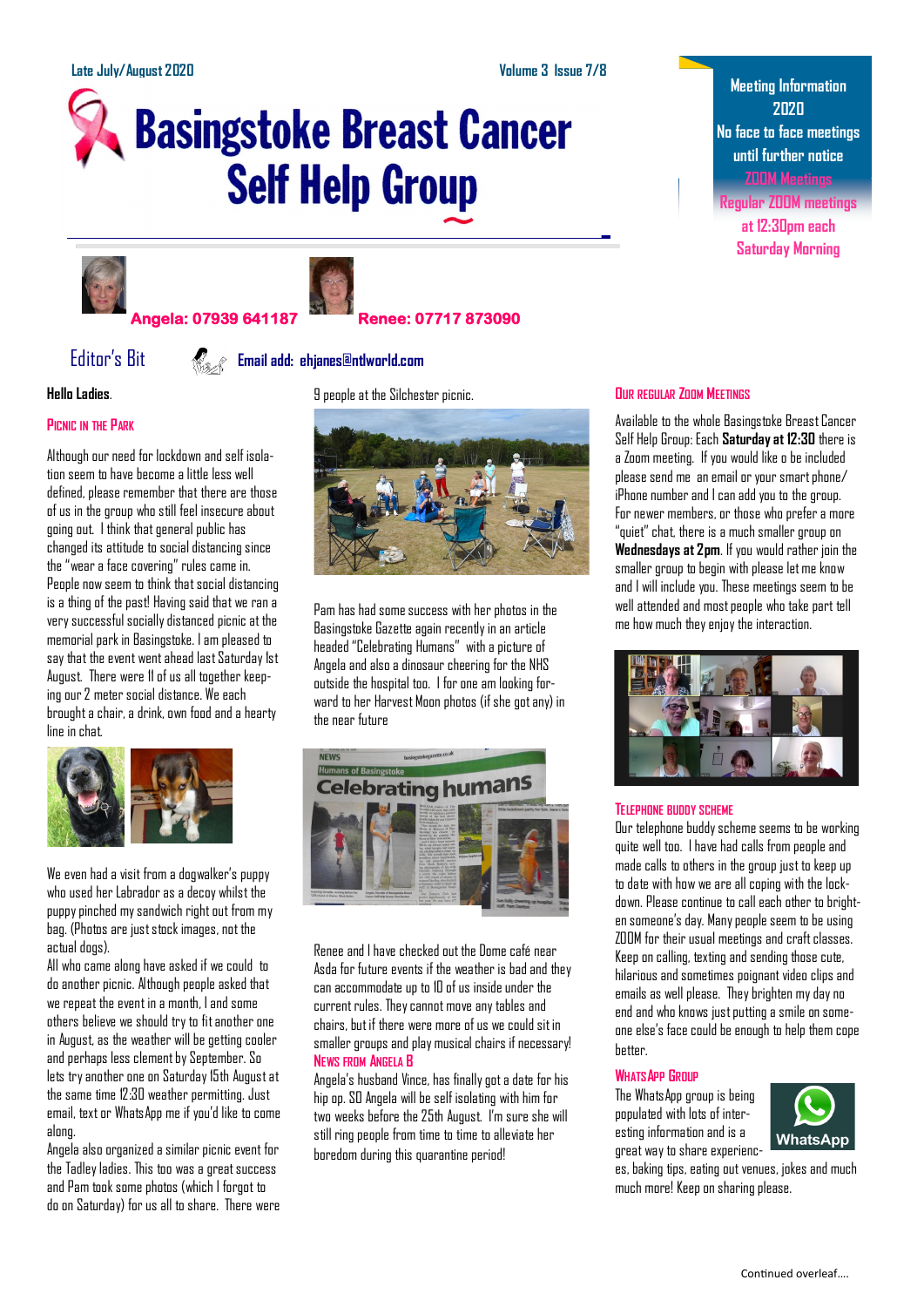Late July/August 2020

Volume 3 Issue 7/8

# Basingstoke Breast Cancer Self Help Group

**Meeting Information 2020**
**No face to face meetings until further notice**
**ZOOM Meetings**
**Regular ZOOM meetings at 12:30pm each Saturday Morning**

**Angela: 07939 641187** **Renee: 07717 873090**

## Editor's Bit

**Email add: ehjanes@ntlworld.com**

**Hello Ladies.**

### Picnic in the Park

Although our need for lockdown and self isolation seem to have become a little less well defined, please remember that there are those of us in the group who still feel insecure about going out. I think that general public has changed its attitude to social distancing since the "wear a face covering" rules came in. People now seem to think that social distancing is a thing of the past! Having said that we ran a very successful socially distanced picnic at the memorial park in Basingstoke. I am pleased to say that the event went ahead last Saturday 1st August. There were 11 of us all together keeping our 2 meter social distance. We each brought a chair, a drink, own food and a hearty line in chat.

We even had a visit from a dogwalker's puppy who used her Labrador as a decoy whilst the puppy pinched my sandwich right out from my bag. (Photos are just stock images, not the actual dogs).

All who came along have asked if we could to do another picnic. Although people asked that we repeat the event in a month, I and some others believe we should try to fit another one in August, as the weather will be getting cooler and perhaps less clement by September. So lets try another one on Saturday 15th August at the same time 12:30 weather permitting. Just email, text or WhatsApp me if you'd like to come along.

Angela also organized a similar picnic event for the Tadley ladies. This too was a great success and Pam took some photos (which I forgot to do on Saturday) for us all to share. There were 9 people at the Silchester picnic.

Pam has had some success with her photos in the Basingstoke Gazette again recently in an article headed "Celebrating Humans" with a picture of Angela and also a dinosaur cheering for the NHS outside the hospital too. I for one am looking forward to her Harvest Moon photos (if she got any) in the near future

Renee and I have checked out the Dome café near Asda for future events if the weather is bad and they can accommodate up to 10 of us inside under the current rules. They cannot move any tables and chairs, but if there were more of us we could sit in smaller groups and play musical chairs if necessary!

### News from Angela B

Angela's husband Vince, has finally got a date for his hip op. SO Angela will be self isolating with him for two weeks before the 25th August. I'm sure she will still ring people from time to time to alleviate her boredom during this quarantine period!

### Our regular Zoom Meetings

Available to the whole Basingstoke Breast Cancer Self Help Group: Each **Saturday at 12:30** there is a Zoom meeting. If you would like o be included please send me an email or your smart phone/ iPhone number and I can add you to the group. For newer members, or those who prefer a more "quiet" chat, there is a much smaller group on **Wednesdays at 2pm**. If you would rather join the smaller group to begin with please let me know and I will include you. These meetings seem to be well attended and most people who take part tell me how much they enjoy the interaction.

### Telephone Buddy Scheme

Our telephone buddy scheme seems to be working quite well too. I have had calls from people and made calls to others in the group just to keep up to date with how we are all coping with the lockdown. Please continue to call each other to brighten someone's day. Many people seem to be using ZOOM for their usual meetings and craft classes. Keep on calling, texting and sending those cute, hilarious and sometimes poignant video clips and emails as well please. They brighten my day no end and who knows just putting a smile on someone else's face could be enough to help them cope better.

### WhatsApp Group

The WhatsApp group is being populated with lots of interesting information and is a great way to share experiences, baking tips, eating out venues, jokes and much much more! Keep on sharing please.

Continued overleaf….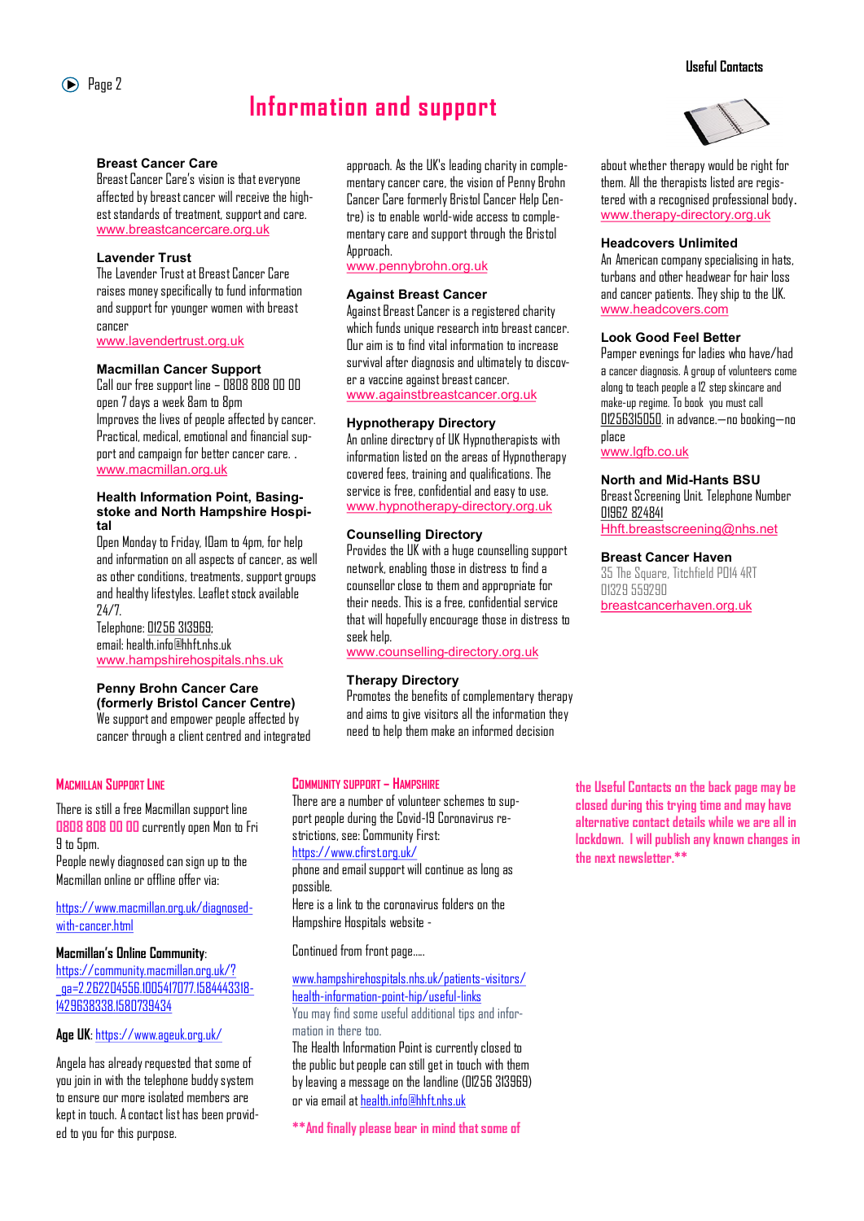Useful Contacts

# Information and support

### Breast Cancer Care

Breast Cancer Care's vision is that everyone affected by breast cancer will receive the highest standards of treatment, support and care.
www.breastcancercare.org.uk

### Lavender Trust

The Lavender Trust at Breast Cancer Care raises money specifically to fund information and support for younger women with breast cancer
www.lavendertrust.org.uk

### Macmillan Cancer Support

Call our free support line – 0808 808 00 00 open 7 days a week 8am to 8pm
Improves the lives of people affected by cancer. Practical, medical, emotional and financial support and campaign for better cancer care. .
www.macmillan.org.uk

### Health Information Point, Basingstoke and North Hampshire Hospital

Open Monday to Friday, 10am to 4pm, for help and information on all aspects of cancer, as well as other conditions, treatments, support groups and healthy lifestyles. Leaflet stock available 24/7.
Telephone: 01256 313969;
email: health.info@hhft.nhs.uk
www.hampshirehospitals.nhs.uk

### Penny Brohn Cancer Care (formerly Bristol Cancer Centre)

We support and empower people affected by cancer through a client centred and integrated approach. As the UK's leading charity in complementary cancer care, the vision of Penny Brohn Cancer Care formerly Bristol Cancer Help Centre) is to enable world-wide access to complementary care and support through the Bristol Approach.
www.pennybrohn.org.uk

### Against Breast Cancer

Against Breast Cancer is a registered charity which funds unique research into breast cancer. Our aim is to find vital information to increase survival after diagnosis and ultimately to discover a vaccine against breast cancer.
www.againstbreastcancer.org.uk

### Hypnotherapy Directory

An online directory of UK Hypnotherapists with information listed on the areas of Hypnotherapy covered fees, training and qualifications. The service is free, confidential and easy to use.
www.hypnotherapy-directory.org.uk

### Counselling Directory

Provides the UK with a huge counselling support network, enabling those in distress to find a counsellor close to them and appropriate for their needs. This is a free, confidential service that will hopefully encourage those in distress to seek help.
www.counselling-directory.org.uk

### Therapy Directory

Promotes the benefits of complementary therapy and aims to give visitors all the information they need to help them make an informed decision about whether therapy would be right for them. All the therapists listed are registered with a recognised professional body.
www.therapy-directory.org.uk

### Headcovers Unlimited

An American company specialising in hats, turbans and other headwear for hair loss and cancer patients. They ship to the UK.
www.headcovers.com

### Look Good Feel Better

Pamper evenings for ladies who have/had a cancer diagnosis. A group of volunteers come along to teach people a 12 step skincare and make-up regime. To book you must call 01256315050. in advance.—no booking—no place
www.lgfb.co.uk

### North and Mid-Hants BSU

Breast Screening Unit. Telephone Number 01962 824841
Hhft.breastscreening@nhs.net

### Breast Cancer Haven

35 The Square, Titchfield PO14 4RT
01329 559290
breastcancerhaven.org.uk

## Macmillan Support Line

There is still a free Macmillan support line **0808 808 00 00** currently open Mon to Fri 9 to 5pm.
People newly diagnosed can sign up to the Macmillan online or offline offer via:

https://www.macmillan.org.uk/diagnosed-with-cancer.html

**Macmillan's Online Community**:
https://community.macmillan.org.uk/?_ga=2.262204556.1005417077.1584443318-1429638338.1580739434

**Age UK**: https://www.ageuk.org.uk/

Angela has already requested that some of you join in with the telephone buddy system to ensure our more isolated members are kept in touch. A contact list has been provided to you for this purpose.

## Community support – Hampshire

There are a number of volunteer schemes to support people during the Covid-19 Coronavirus restrictions, see: Community First:
https://www.cfirst.org.uk/
phone and email support will continue as long as possible.
Here is a link to the coronavirus folders on the Hampshire Hospitals website -

Continued from front page.....

www.hampshirehospitals.nhs.uk/patients-visitors/health-information-point-hip/useful-links
You may find some useful additional tips and information in there too.
The Health Information Point is currently closed to the public but people can still get in touch with them by leaving a message on the landline (01256 313969) or via email at health.info@hhft.nhs.uk

****And finally please bear in mind that some of the Useful Contacts on the back page may be closed during this trying time and may have alternative contact details while we are all in lockdown. I will publish any known changes in the next newsletter.****